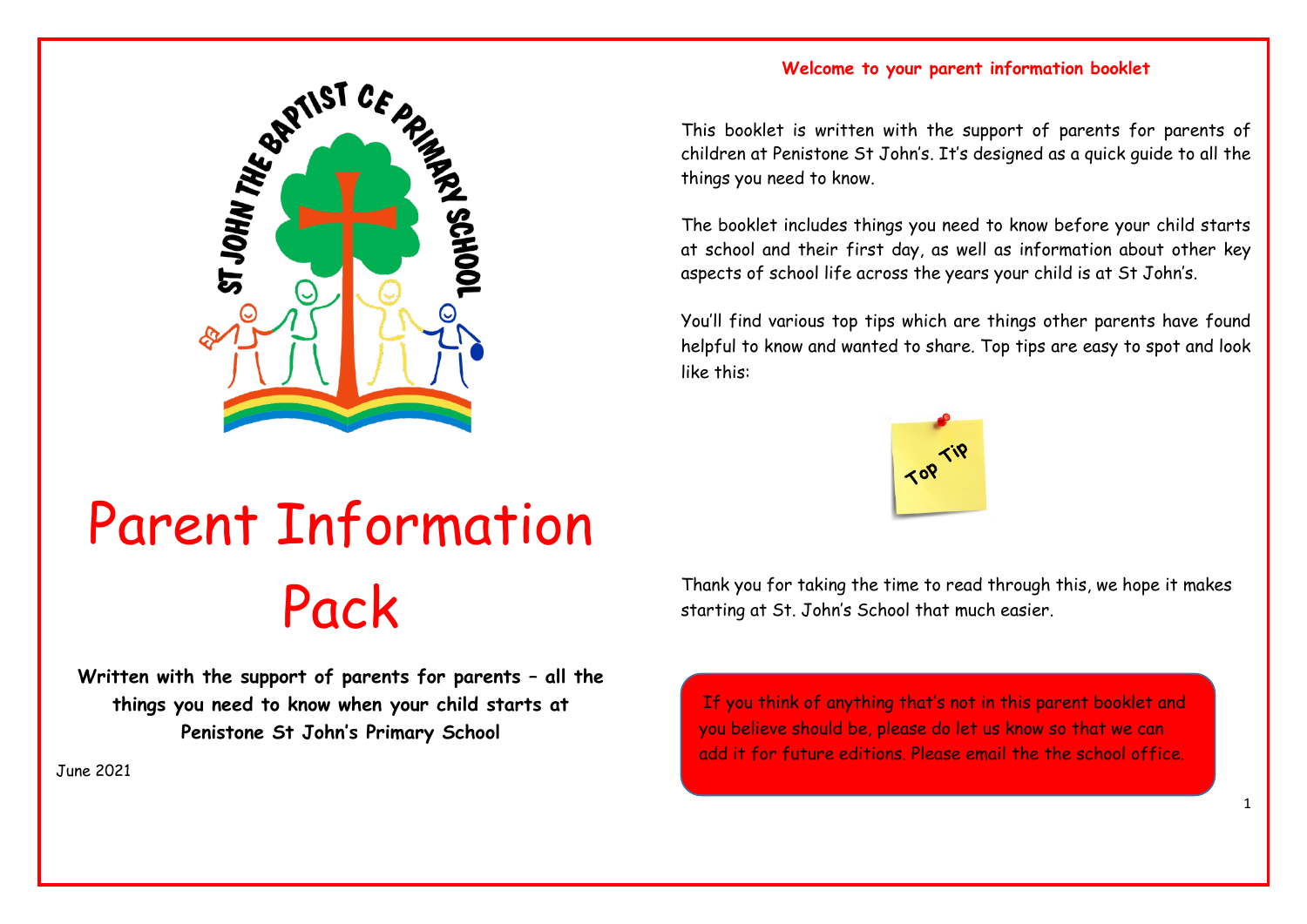ST JOHN THE BAPTIST CE PRIMARY SCHOOL

# Parent Information Pack

**Written with the support of parents for parents – all the things you need to know when your child starts at Penistone St John's Primary School**

June 2021

## Welcome to your parent information booklet

This booklet is written with the support of parents for parents of children at Penistone St John's. It's designed as a quick guide to all the things you need to know.

The booklet includes things you need to know before your child starts at school and their first day, as well as information about other key aspects of school life across the years your child is at St John's.

You'll find various top tips which are things other parents have found helpful to know and wanted to share. Top tips are easy to spot and look like this:

Top Tip

Thank you for taking the time to read through this, we hope it makes starting at St. John's School that much easier.

If you think of anything that's not in this parent booklet and you believe should be, please do let us know so that we can add it for future editions. Please email the the school office.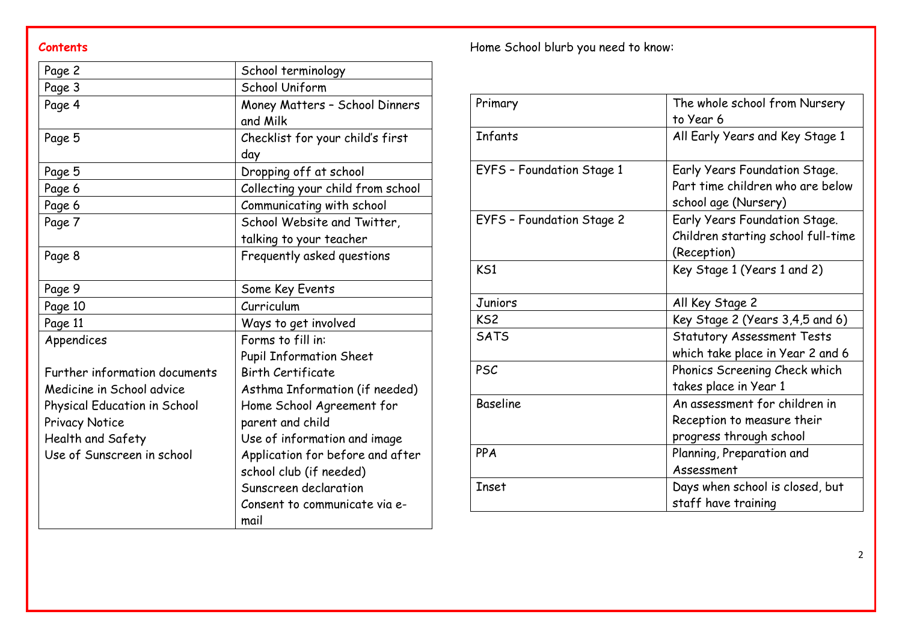**Contents**

| Page 2 | School terminology |
|---|---|
| Page 3 | School Uniform |
| Page 4 | Money Matters – School Dinners and Milk |
| Page 5 | Checklist for your child's first day |
| Page 5 | Dropping off at school |
| Page 6 | Collecting your child from school |
| Page 6 | Communicating with school |
| Page 7 | School Website and Twitter, talking to your teacher |
| Page 8 | Frequently asked questions |
| Page 9 | Some Key Events |
| Page 10 | Curriculum |
| Page 11 | Ways to get involved |
| Appendices<br><br>Further information documents<br>Medicine in School advice<br>Physical Education in School<br>Privacy Notice<br>Health and Safety<br>Use of Sunscreen in school | Forms to fill in:<br>Pupil Information Sheet<br>Birth Certificate<br>Asthma Information (if needed)<br>Home School Agreement for parent and child<br>Use of information and image<br>Application for before and after school club (if needed)<br>Sunscreen declaration<br>Consent to communicate via e-mail |

Home School blurb you need to know:

| Primary | The whole school from Nursery to Year 6 |
|---|---|
| Infants | All Early Years and Key Stage 1 |
| EYFS – Foundation Stage 1 | Early Years Foundation Stage. Part time children who are below school age (Nursery) |
| EYFS – Foundation Stage 2 | Early Years Foundation Stage. Children starting school full-time (Reception) |
| KS1 | Key Stage 1 (Years 1 and 2) |
| Juniors | All Key Stage 2 |
| KS2 | Key Stage 2 (Years 3,4,5 and 6) |
| SATS | Statutory Assessment Tests which take place in Year 2 and 6 |
| PSC | Phonics Screening Check which takes place in Year 1 |
| Baseline | An assessment for children in Reception to measure their progress through school |
| PPA | Planning, Preparation and Assessment |
| Inset | Days when school is closed, but staff have training |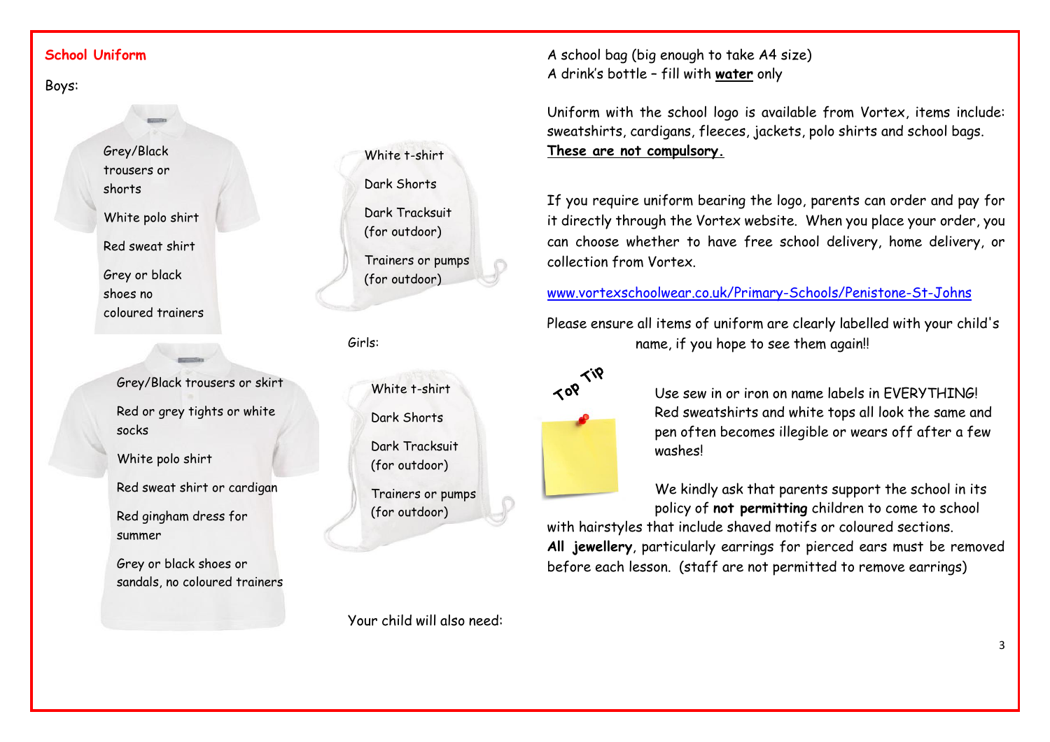## School Uniform

Boys:

- Grey/Black trousers or shorts
- White polo shirt
- Red sweat shirt
- Grey or black shoes no coloured trainers

PE:

- White t-shirt
- Dark Shorts
- Dark Tracksuit (for outdoor)
- Trainers or pumps (for outdoor)

Girls:

- Grey/Black trousers or skirt
- Red or grey tights or white socks
- White polo shirt
- Red sweat shirt or cardigan
- Red gingham dress for summer
- Grey or black shoes or sandals, no coloured trainers

PE:

- White t-shirt
- Dark Shorts
- Dark Tracksuit (for outdoor)
- Trainers or pumps (for outdoor)

Your child will also need:

A school bag (big enough to take A4 size)
A drink's bottle – fill with **water** only

Uniform with the school logo is available from Vortex, items include: sweatshirts, cardigans, fleeces, jackets, polo shirts and school bags. **These are not compulsory.**

If you require uniform bearing the logo, parents can order and pay for it directly through the Vortex website. When you place your order, you can choose whether to have free school delivery, home delivery, or collection from Vortex.

www.vortexschoolwear.co.uk/Primary-Schools/Penistone-St-Johns

Please ensure all items of uniform are clearly labelled with your child's name, if you hope to see them again!!

**Top Tip**

Use sew in or iron on name labels in EVERYTHING! Red sweatshirts and white tops all look the same and pen often becomes illegible or wears off after a few washes!

We kindly ask that parents support the school in its policy of **not permitting** children to come to school with hairstyles that include shaved motifs or coloured sections.

**All jewellery**, particularly earrings for pierced ears must be removed before each lesson. (staff are not permitted to remove earrings)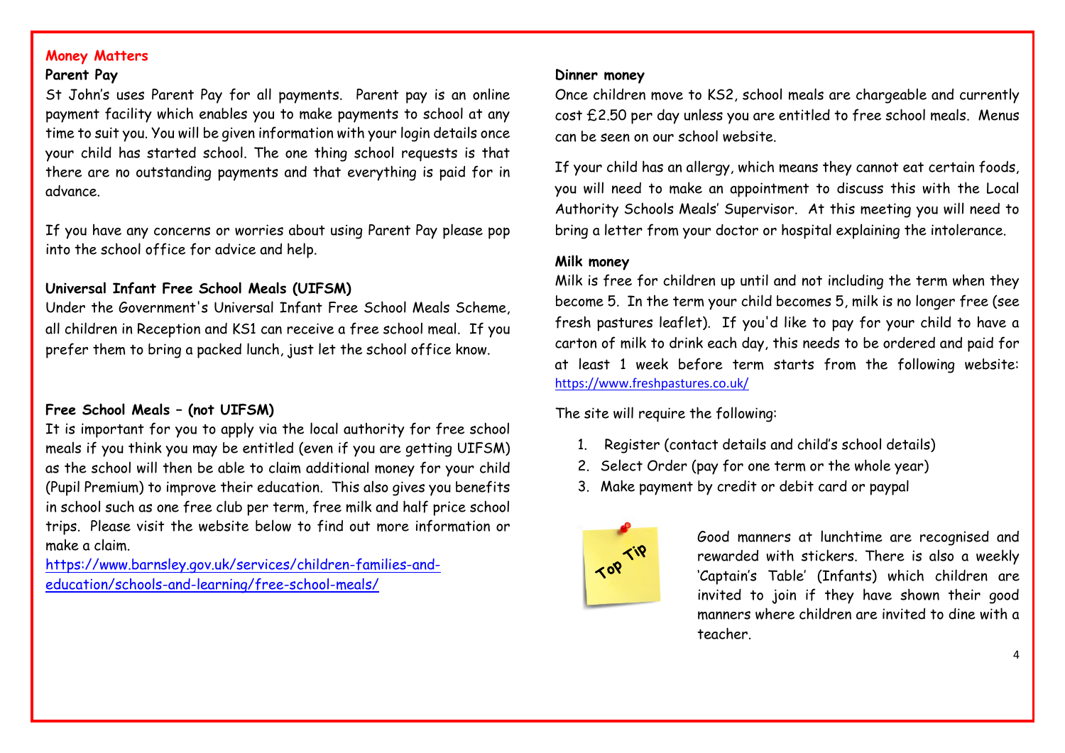## Money Matters

### Parent Pay

St John's uses Parent Pay for all payments. Parent pay is an online payment facility which enables you to make payments to school at any time to suit you. You will be given information with your login details once your child has started school. The one thing school requests is that there are no outstanding payments and that everything is paid for in advance.

If you have any concerns or worries about using Parent Pay please pop into the school office for advice and help.

### Universal Infant Free School Meals (UIFSM)

Under the Government's Universal Infant Free School Meals Scheme, all children in Reception and KS1 can receive a free school meal. If you prefer them to bring a packed lunch, just let the school office know.

### Free School Meals – (not UIFSM)

It is important for you to apply via the local authority for free school meals if you think you may be entitled (even if you are getting UIFSM) as the school will then be able to claim additional money for your child (Pupil Premium) to improve their education. This also gives you benefits in school such as one free club per term, free milk and half price school trips. Please visit the website below to find out more information or make a claim.

https://www.barnsley.gov.uk/services/children-families-and-education/schools-and-learning/free-school-meals/

### Dinner money

Once children move to KS2, school meals are chargeable and currently cost £2.50 per day unless you are entitled to free school meals. Menus can be seen on our school website.

If your child has an allergy, which means they cannot eat certain foods, you will need to make an appointment to discuss this with the Local Authority Schools Meals' Supervisor. At this meeting you will need to bring a letter from your doctor or hospital explaining the intolerance.

### Milk money

Milk is free for children up until and not including the term when they become 5. In the term your child becomes 5, milk is no longer free (see fresh pastures leaflet). If you'd like to pay for your child to have a carton of milk to drink each day, this needs to be ordered and paid for at least 1 week before term starts from the following website: https://www.freshpastures.co.uk/

The site will require the following:

1. Register (contact details and child's school details)
2. Select Order (pay for one term or the whole year)
3. Make payment by credit or debit card or paypal

**Top Tip**

Good manners at lunchtime are recognised and rewarded with stickers. There is also a weekly 'Captain's Table' (Infants) which children are invited to join if they have shown their good manners where children are invited to dine with a teacher.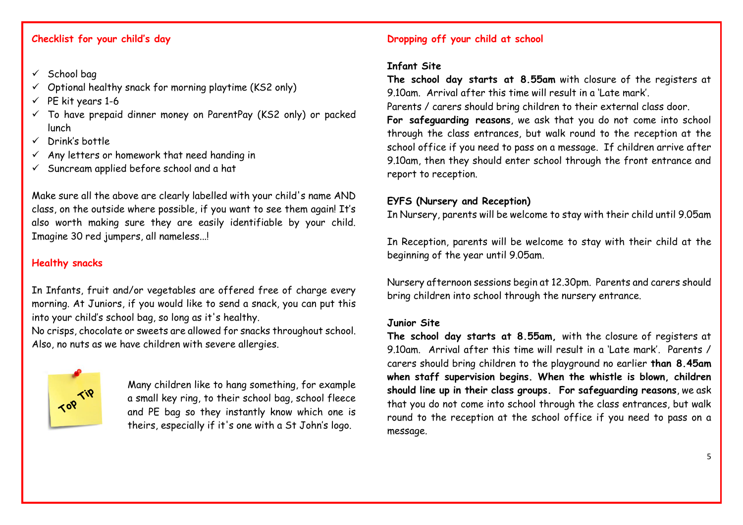## Checklist for your child's day

- ✓ School bag
- ✓ Optional healthy snack for morning playtime (KS2 only)
- ✓ PE kit years 1-6
- ✓ To have prepaid dinner money on ParentPay (KS2 only) or packed lunch
- ✓ Drink's bottle
- ✓ Any letters or homework that need handing in
- ✓ Suncream applied before school and a hat

Make sure all the above are clearly labelled with your child's name AND class, on the outside where possible, if you want to see them again! It's also worth making sure they are easily identifiable by your child. Imagine 30 red jumpers, all nameless...!

## Healthy snacks

In Infants, fruit and/or vegetables are offered free of charge every morning. At Juniors, if you would like to send a snack, you can put this into your child's school bag, so long as it's healthy.
No crisps, chocolate or sweets are allowed for snacks throughout school. Also, no nuts as we have children with severe allergies.

Top Tip

Many children like to hang something, for example a small key ring, to their school bag, school fleece and PE bag so they instantly know which one is theirs, especially if it's one with a St John's logo.

## Dropping off your child at school

**Infant Site**

**The school day starts at 8.55am** with closure of the registers at 9.10am. Arrival after this time will result in a 'Late mark'.
Parents / carers should bring children to their external class door.
**For safeguarding reasons**, we ask that you do not come into school through the class entrances, but walk round to the reception at the school office if you need to pass on a message. If children arrive after 9.10am, then they should enter school through the front entrance and report to reception.

**EYFS (Nursery and Reception)**

In Nursery, parents will be welcome to stay with their child until 9.05am

In Reception, parents will be welcome to stay with their child at the beginning of the year until 9.05am.

Nursery afternoon sessions begin at 12.30pm. Parents and carers should bring children into school through the nursery entrance.

**Junior Site**

**The school day starts at 8.55am,** with the closure of registers at 9.10am. Arrival after this time will result in a 'Late mark'. Parents / carers should bring children to the playground no earlier **than 8.45am when staff supervision begins. When the whistle is blown, children should line up in their class groups. For safeguarding reasons**, we ask that you do not come into school through the class entrances, but walk round to the reception at the school office if you need to pass on a message.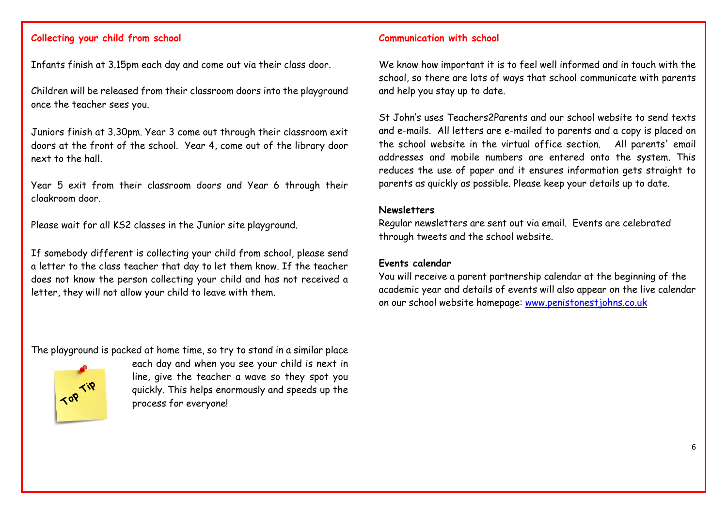## Collecting your child from school

Infants finish at 3.15pm each day and come out via their class door.

Children will be released from their classroom doors into the playground once the teacher sees you.

Juniors finish at 3.30pm. Year 3 come out through their classroom exit doors at the front of the school. Year 4, come out of the library door next to the hall.

Year 5 exit from their classroom doors and Year 6 through their cloakroom door.

Please wait for all KS2 classes in the Junior site playground.

If somebody different is collecting your child from school, please send a letter to the class teacher that day to let them know. If the teacher does not know the person collecting your child and has not received a letter, they will not allow your child to leave with them.

Top Tip

The playground is packed at home time, so try to stand in a similar place each day and when you see your child is next in line, give the teacher a wave so they spot you quickly. This helps enormously and speeds up the process for everyone!

## Communication with school

We know how important it is to feel well informed and in touch with the school, so there are lots of ways that school communicate with parents and help you stay up to date.

St John's uses Teachers2Parents and our school website to send texts and e-mails. All letters are e-mailed to parents and a copy is placed on the school website in the virtual office section. All parents' email addresses and mobile numbers are entered onto the system. This reduces the use of paper and it ensures information gets straight to parents as quickly as possible. Please keep your details up to date.

**Newsletters**

Regular newsletters are sent out via email. Events are celebrated through tweets and the school website.

**Events calendar**

You will receive a parent partnership calendar at the beginning of the academic year and details of events will also appear on the live calendar on our school website homepage: [www.penistonestjohns.co.uk](http://www.penistonestjohns.co.uk)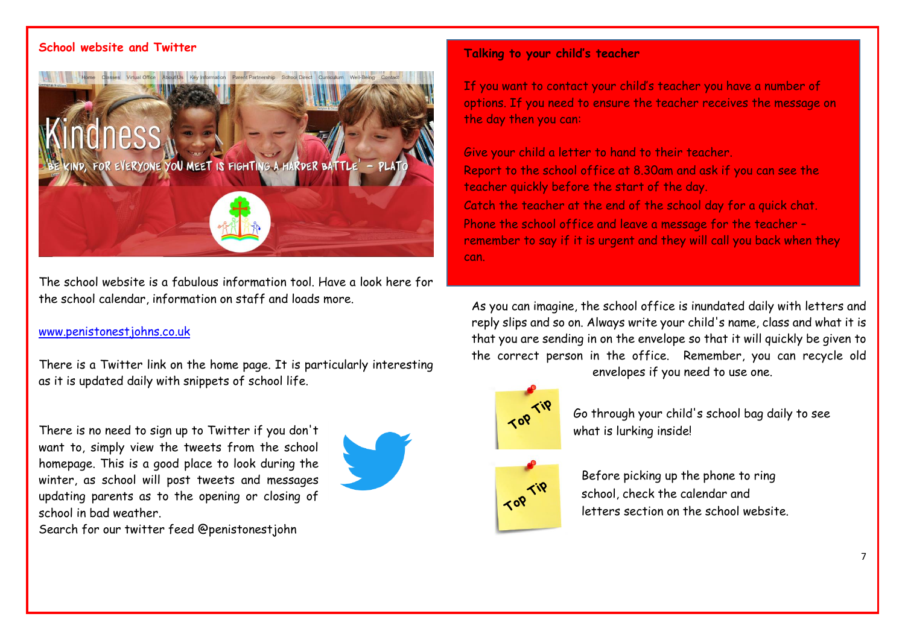## School website and Twitter

The school website is a fabulous information tool. Have a look here for the school calendar, information on staff and loads more.

www.penistonestjohns.co.uk

There is a Twitter link on the home page. It is particularly interesting as it is updated daily with snippets of school life.

There is no need to sign up to Twitter if you don't want to, simply view the tweets from the school homepage. This is a good place to look during the winter, as school will post tweets and messages updating parents as to the opening or closing of school in bad weather.

Search for our twitter feed @penistonestjohn

## Talking to your child's teacher

If you want to contact your child's teacher you have a number of options. If you need to ensure the teacher receives the message on the day then you can:

Give your child a letter to hand to their teacher.

Report to the school office at 8.30am and ask if you can see the teacher quickly before the start of the day.

Catch the teacher at the end of the school day for a quick chat.

Phone the school office and leave a message for the teacher – remember to say if it is urgent and they will call you back when they can.

As you can imagine, the school office is inundated daily with letters and reply slips and so on. Always write your child's name, class and what it is that you are sending in on the envelope so that it will quickly be given to the correct person in the office. Remember, you can recycle old envelopes if you need to use one.

**Top Tip**: Go through your child's school bag daily to see what is lurking inside!

**Top Tip**: Before picking up the phone to ring school, check the calendar and letters section on the school website.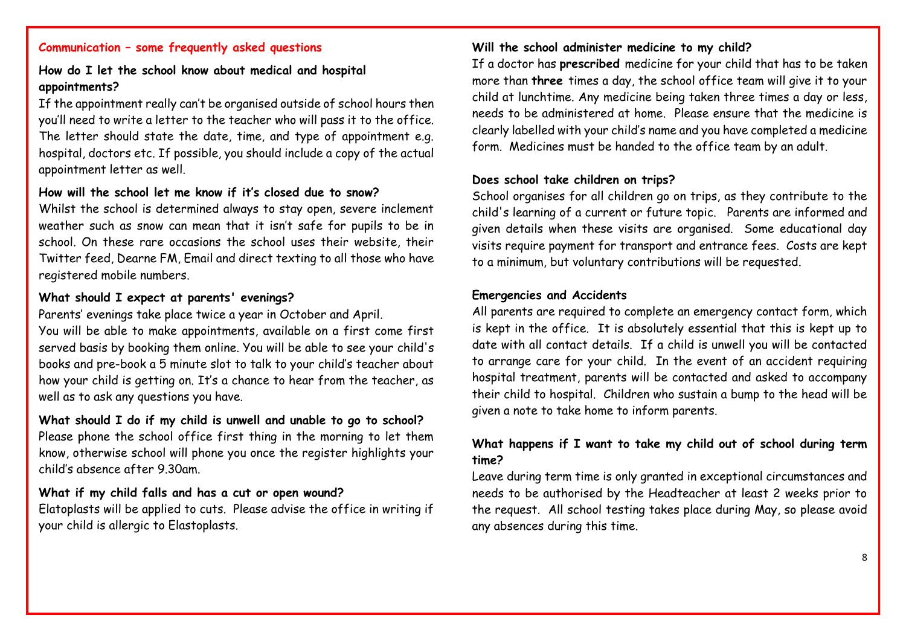## Communication – some frequently asked questions

### How do I let the school know about medical and hospital appointments?

If the appointment really can't be organised outside of school hours then you'll need to write a letter to the teacher who will pass it to the office. The letter should state the date, time, and type of appointment e.g. hospital, doctors etc. If possible, you should include a copy of the actual appointment letter as well.

### How will the school let me know if it's closed due to snow?

Whilst the school is determined always to stay open, severe inclement weather such as snow can mean that it isn't safe for pupils to be in school. On these rare occasions the school uses their website, their Twitter feed, Dearne FM, Email and direct texting to all those who have registered mobile numbers.

### What should I expect at parents' evenings?

Parents' evenings take place twice a year in October and April.

You will be able to make appointments, available on a first come first served basis by booking them online. You will be able to see your child's books and pre-book a 5 minute slot to talk to your child's teacher about how your child is getting on. It's a chance to hear from the teacher, as well as to ask any questions you have.

### What should I do if my child is unwell and unable to go to school?

Please phone the school office first thing in the morning to let them know, otherwise school will phone you once the register highlights your child's absence after 9.30am.

### What if my child falls and has a cut or open wound?

Elatoplasts will be applied to cuts. Please advise the office in writing if your child is allergic to Elastoplasts.

### Will the school administer medicine to my child?

If a doctor has **prescribed** medicine for your child that has to be taken more than **three** times a day, the school office team will give it to your child at lunchtime. Any medicine being taken three times a day or less, needs to be administered at home. Please ensure that the medicine is clearly labelled with your child's name and you have completed a medicine form. Medicines must be handed to the office team by an adult.

### Does school take children on trips?

School organises for all children go on trips, as they contribute to the child's learning of a current or future topic. Parents are informed and given details when these visits are organised. Some educational day visits require payment for transport and entrance fees. Costs are kept to a minimum, but voluntary contributions will be requested.

### Emergencies and Accidents

All parents are required to complete an emergency contact form, which is kept in the office. It is absolutely essential that this is kept up to date with all contact details. If a child is unwell you will be contacted to arrange care for your child. In the event of an accident requiring hospital treatment, parents will be contacted and asked to accompany their child to hospital. Children who sustain a bump to the head will be given a note to take home to inform parents.

### What happens if I want to take my child out of school during term time?

Leave during term time is only granted in exceptional circumstances and needs to be authorised by the Headteacher at least 2 weeks prior to the request. All school testing takes place during May, so please avoid any absences during this time.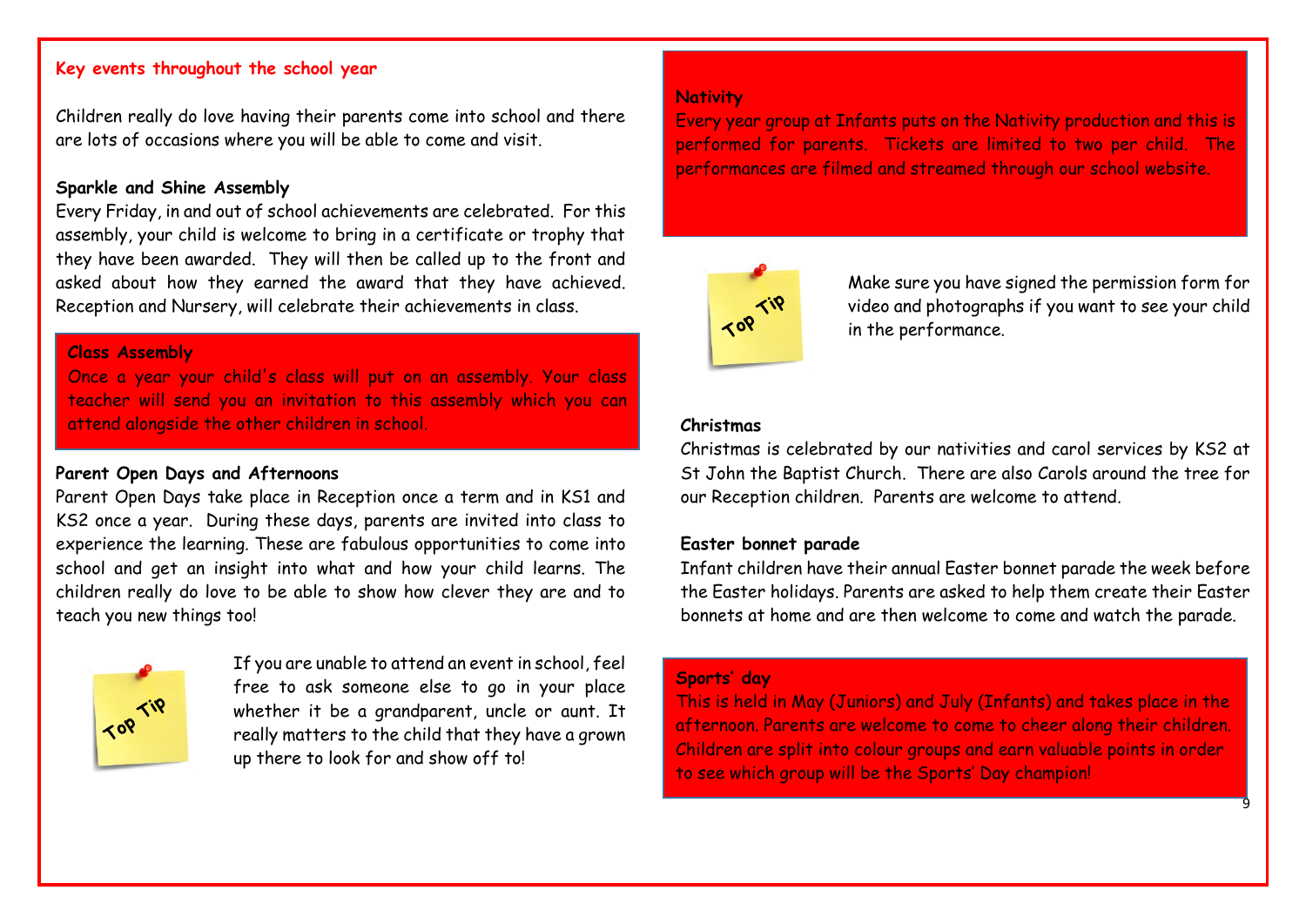## Key events throughout the school year

Children really do love having their parents come into school and there are lots of occasions where you will be able to come and visit.

### Sparkle and Shine Assembly

Every Friday, in and out of school achievements are celebrated. For this assembly, your child is welcome to bring in a certificate or trophy that they have been awarded. They will then be called up to the front and asked about how they earned the award that they have achieved. Reception and Nursery, will celebrate their achievements in class.

### Class Assembly

Once a year your child's class will put on an assembly. Your class teacher will send you an invitation to this assembly which you can attend alongside the other children in school.

### Parent Open Days and Afternoons

Parent Open Days take place in Reception once a term and in KS1 and KS2 once a year. During these days, parents are invited into class to experience the learning. These are fabulous opportunities to come into school and get an insight into what and how your child learns. The children really do love to be able to show how clever they are and to teach you new things too!

**Top Tip**

If you are unable to attend an event in school, feel free to ask someone else to go in your place whether it be a grandparent, uncle or aunt. It really matters to the child that they have a grown up there to look for and show off to!

### Nativity

Every year group at Infants puts on the Nativity production and this is performed for parents. Tickets are limited to two per child. The performances are filmed and streamed through our school website.

**Top Tip**

Make sure you have signed the permission form for video and photographs if you want to see your child in the performance.

### Christmas

Christmas is celebrated by our nativities and carol services by KS2 at St John the Baptist Church. There are also Carols around the tree for our Reception children. Parents are welcome to attend.

### Easter bonnet parade

Infant children have their annual Easter bonnet parade the week before the Easter holidays. Parents are asked to help them create their Easter bonnets at home and are then welcome to come and watch the parade.

### Sports' day

This is held in May (Juniors) and July (Infants) and takes place in the afternoon. Parents are welcome to come to cheer along their children. Children are split into colour groups and earn valuable points in order to see which group will be the Sports' Day champion!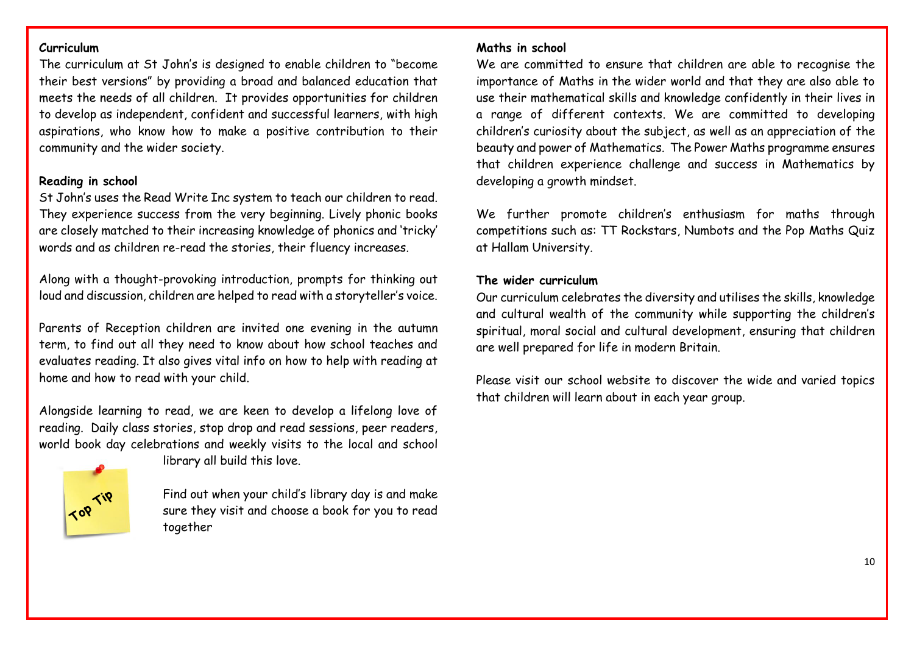**Curriculum**

The curriculum at St John's is designed to enable children to "become their best versions" by providing a broad and balanced education that meets the needs of all children. It provides opportunities for children to develop as independent, confident and successful learners, with high aspirations, who know how to make a positive contribution to their community and the wider society.

**Reading in school**

St John's uses the Read Write Inc system to teach our children to read. They experience success from the very beginning. Lively phonic books are closely matched to their increasing knowledge of phonics and 'tricky' words and as children re-read the stories, their fluency increases.

Along with a thought-provoking introduction, prompts for thinking out loud and discussion, children are helped to read with a storyteller's voice.

Parents of Reception children are invited one evening in the autumn term, to find out all they need to know about how school teaches and evaluates reading. It also gives vital info on how to help with reading at home and how to read with your child.

Alongside learning to read, we are keen to develop a lifelong love of reading. Daily class stories, stop drop and read sessions, peer readers, world book day celebrations and weekly visits to the local and school library all build this love.

Top Tip

Find out when your child's library day is and make sure they visit and choose a book for you to read together

**Maths in school**

We are committed to ensure that children are able to recognise the importance of Maths in the wider world and that they are also able to use their mathematical skills and knowledge confidently in their lives in a range of different contexts. We are committed to developing children's curiosity about the subject, as well as an appreciation of the beauty and power of Mathematics. The Power Maths programme ensures that children experience challenge and success in Mathematics by developing a growth mindset.

We further promote children's enthusiasm for maths through competitions such as: TT Rockstars, Numbots and the Pop Maths Quiz at Hallam University.

**The wider curriculum**

Our curriculum celebrates the diversity and utilises the skills, knowledge and cultural wealth of the community while supporting the children's spiritual, moral social and cultural development, ensuring that children are well prepared for life in modern Britain.

Please visit our school website to discover the wide and varied topics that children will learn about in each year group.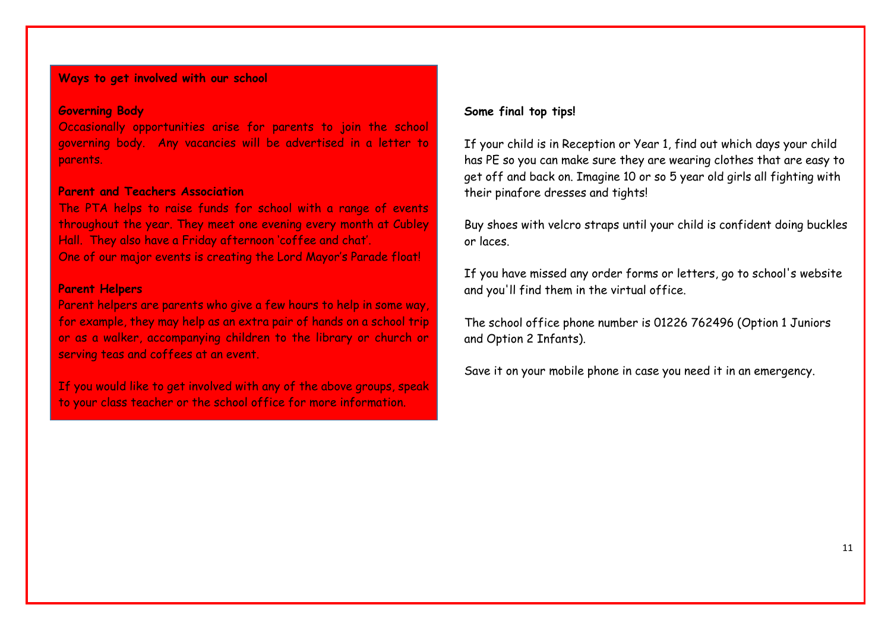## Ways to get involved with our school

### Governing Body

Occasionally opportunities arise for parents to join the school governing body. Any vacancies will be advertised in a letter to parents.

### Parent and Teachers Association

The PTA helps to raise funds for school with a range of events throughout the year. They meet one evening every month at Cubley Hall. They also have a Friday afternoon 'coffee and chat'.
One of our major events is creating the Lord Mayor's Parade float!

### Parent Helpers

Parent helpers are parents who give a few hours to help in some way, for example, they may help as an extra pair of hands on a school trip or as a walker, accompanying children to the library or church or serving teas and coffees at an event.

If you would like to get involved with any of the above groups, speak to your class teacher or the school office for more information.

## Some final top tips!

If your child is in Reception or Year 1, find out which days your child has PE so you can make sure they are wearing clothes that are easy to get off and back on. Imagine 10 or so 5 year old girls all fighting with their pinafore dresses and tights!

Buy shoes with velcro straps until your child is confident doing buckles or laces.

If you have missed any order forms or letters, go to school's website and you'll find them in the virtual office.

The school office phone number is 01226 762496 (Option 1 Juniors and Option 2 Infants).

Save it on your mobile phone in case you need it in an emergency.